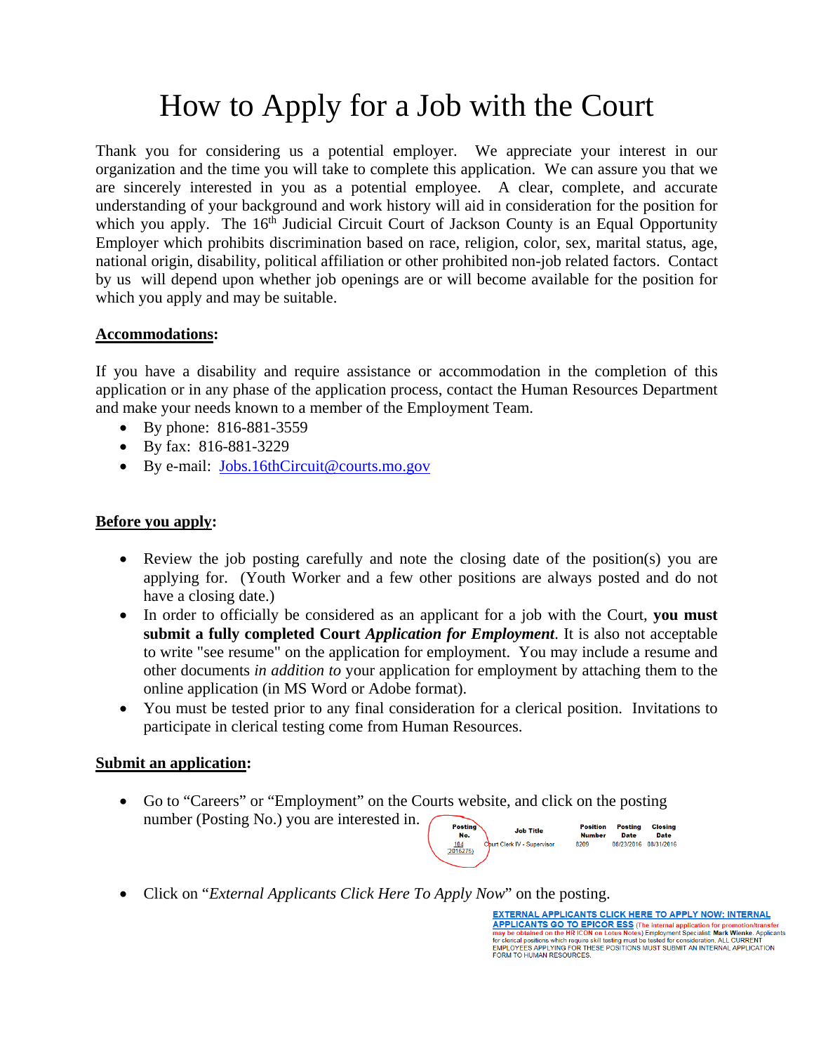# How to Apply for a Job with the Court

Thank you for considering us a potential employer. We appreciate your interest in our organization and the time you will take to complete this application. We can assure you that we are sincerely interested in you as a potential employee. A clear, complete, and accurate understanding of your background and work history will aid in consideration for the position for which you apply. The 16th Judicial Circuit Court of Jackson County is an Equal Opportunity Employer which prohibits discrimination based on race, religion, color, sex, marital status, age, national origin, disability, political affiliation or other prohibited non-job related factors. Contact by us will depend upon whether job openings are or will become available for the position for which you apply and may be suitable.

**Accommodations:**

If you have a disability and require assistance or accommodation in the completion of this application or in any phase of the application process, contact the Human Resources Department and make your needs known to a member of the Employment Team.

- By phone: 816-881-3559
- By fax: 816-881-3229
- By e-mail: Jobs.16thCircuit@courts.mo.gov

**Before you apply:**

- Review the job posting carefully and note the closing date of the position(s) you are applying for. (Youth Worker and a few other positions are always posted and do not have a closing date.)
- In order to officially be considered as an applicant for a job with the Court, **you must submit a fully completed Court *Application for Employment***. It is also not acceptable to write "see resume" on the application for employment. You may include a resume and other documents *in addition to* your application for employment by attaching them to the online application (in MS Word or Adobe format).
- You must be tested prior to any final consideration for a clerical position. Invitations to participate in clerical testing come from Human Resources.

**Submit an application:**

- Go to "Careers" or "Employment" on the Courts website, and click on the posting number (Posting No.) you are interested in.

| Posting No. | Job Title | Position Number | Posting Date | Closing Date |
|---|---|---|---|---|
| 104 (2016275) | Court Clerk IV - Supervisor | 8209 | 08/23/2016 | 08/31/2016 |

- Click on "*External Applicants Click Here To Apply Now*" on the posting.

EXTERNAL APPLICANTS CLICK HERE TO APPLY NOW; INTERNAL APPLICANTS GO TO EPICOR ESS (The internal application for promotion/transfer may be obtained on the HR ICON on Lotus Notes) Employment Specialist: **Mark Wienke**. Applicants for clerical positions which require skill testing must be tested for consideration. ALL CURRENT EMPLOYEES APPLYING FOR THESE POSITIONS MUST SUBMIT AN INTERNAL APPLICATION FORM TO HUMAN RESOURCES.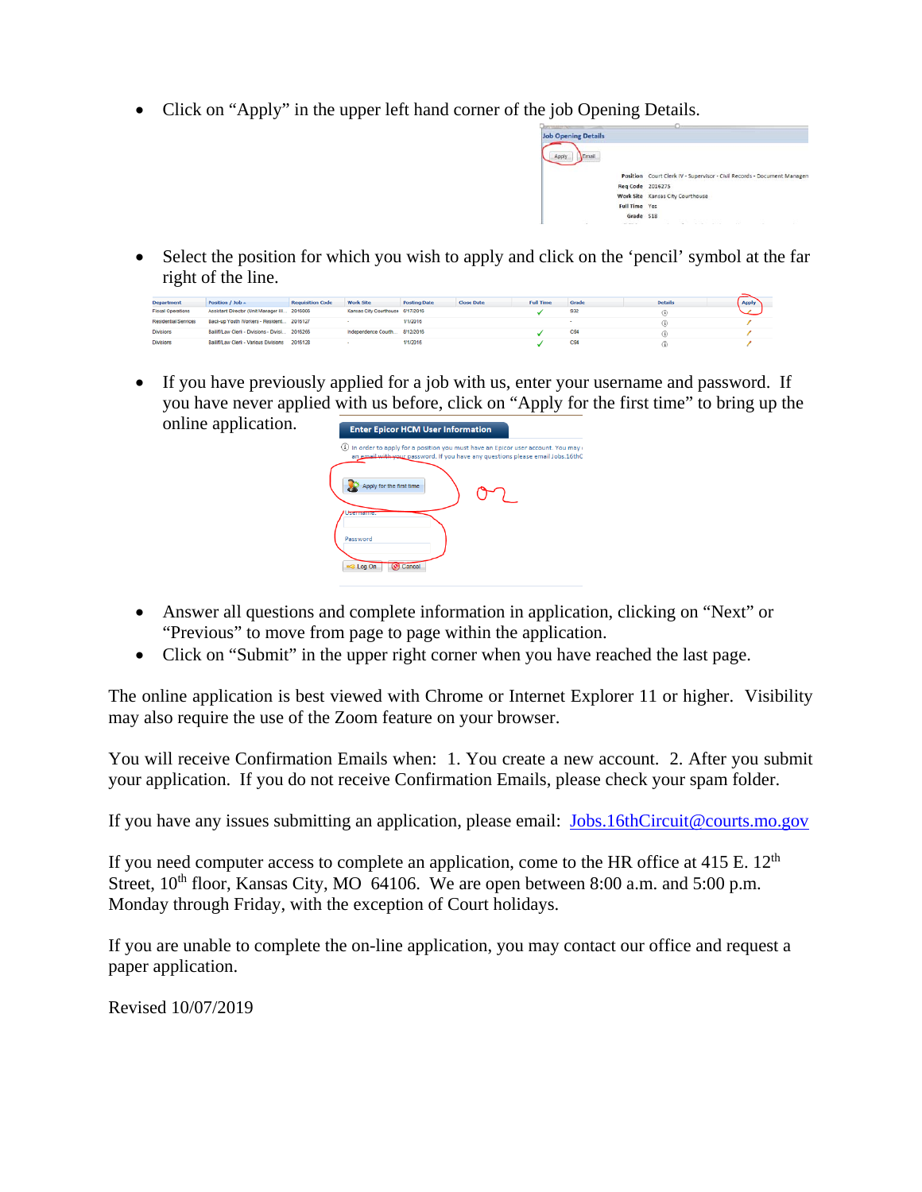- Click on "Apply" in the upper left hand corner of the job Opening Details.

- Select the position for which you wish to apply and click on the 'pencil' symbol at the far right of the line.

- If you have previously applied for a job with us, enter your username and password. If you have never applied with us before, click on "Apply for the first time" to bring up the online application.

- Answer all questions and complete information in application, clicking on "Next" or "Previous" to move from page to page within the application.
- Click on "Submit" in the upper right corner when you have reached the last page.

The online application is best viewed with Chrome or Internet Explorer 11 or higher. Visibility may also require the use of the Zoom feature on your browser.

You will receive Confirmation Emails when: 1. You create a new account. 2. After you submit your application. If you do not receive Confirmation Emails, please check your spam folder.

If you have any issues submitting an application, please email: Jobs.16thCircuit@courts.mo.gov

If you need computer access to complete an application, come to the HR office at 415 E. 12th Street, 10th floor, Kansas City, MO 64106. We are open between 8:00 a.m. and 5:00 p.m. Monday through Friday, with the exception of Court holidays.

If you are unable to complete the on-line application, you may contact our office and request a paper application.

Revised 10/07/2019